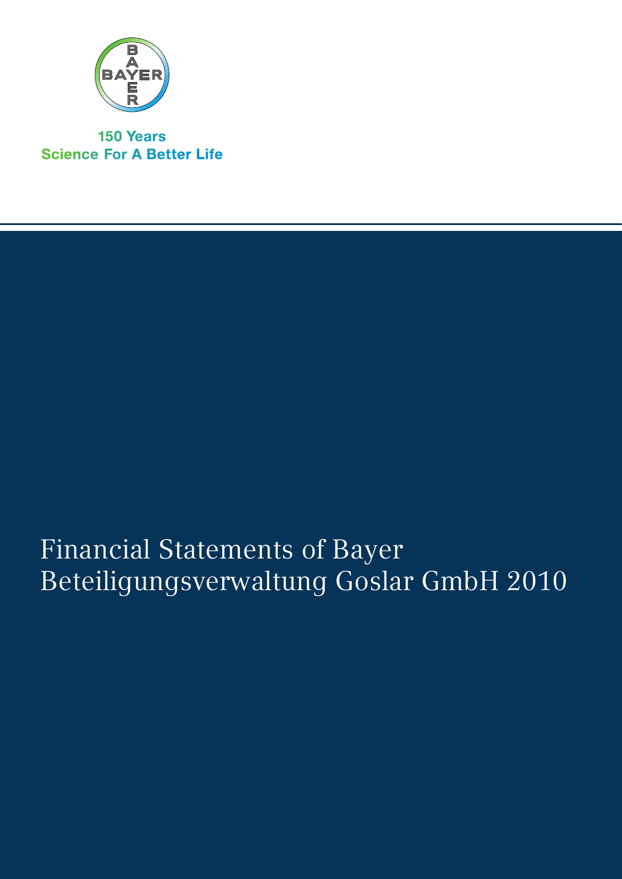BAYER

150 Years
Science For A Better Life

# Financial Statements of Bayer Beteiligungsverwaltung Goslar GmbH 2010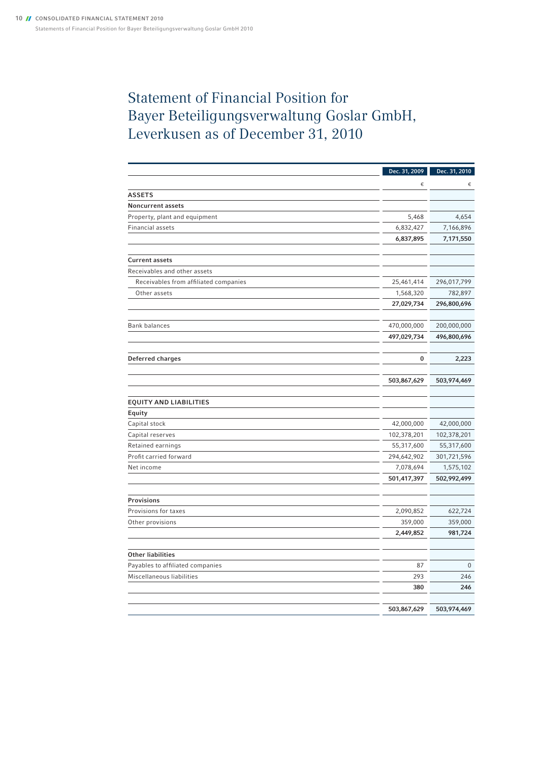# Statement of Financial Position for Bayer Beteiligungsverwaltung Goslar GmbH, Leverkusen as of December 31, 2010

| | Dec. 31, 2009 | Dec. 31, 2010 |
|---|---|---|
| | € | € |
| **ASSETS** | | |
| **Noncurrent assets** | | |
| Property, plant and equipment | 5,468 | 4,654 |
| Financial assets | 6,832,427 | 7,166,896 |
| | **6,837,895** | **7,171,550** |
| **Current assets** | | |
| Receivables and other assets | | |
| Receivables from affiliated companies | 25,461,414 | 296,017,799 |
| Other assets | 1,568,320 | 782,897 |
| | **27,029,734** | **296,800,696** |
| Bank balances | 470,000,000 | 200,000,000 |
| | **497,029,734** | **496,800,696** |
| **Deferred charges** | **0** | **2,223** |
| | **503,867,629** | **503,974,469** |
| **EQUITY AND LIABILITIES** | | |
| **Equity** | | |
| Capital stock | 42,000,000 | 42,000,000 |
| Capital reserves | 102,378,201 | 102,378,201 |
| Retained earnings | 55,317,600 | 55,317,600 |
| Profit carried forward | 294,642,902 | 301,721,596 |
| Net income | 7,078,694 | 1,575,102 |
| | **501,417,397** | **502,992,499** |
| **Provisions** | | |
| Provisions for taxes | 2,090,852 | 622,724 |
| Other provisions | 359,000 | 359,000 |
| | **2,449,852** | **981,724** |
| **Other liabilities** | | |
| Payables to affiliated companies | 87 | 0 |
| Miscellaneous liabilities | 293 | 246 |
| | **380** | **246** |
| | **503,867,629** | **503,974,469** |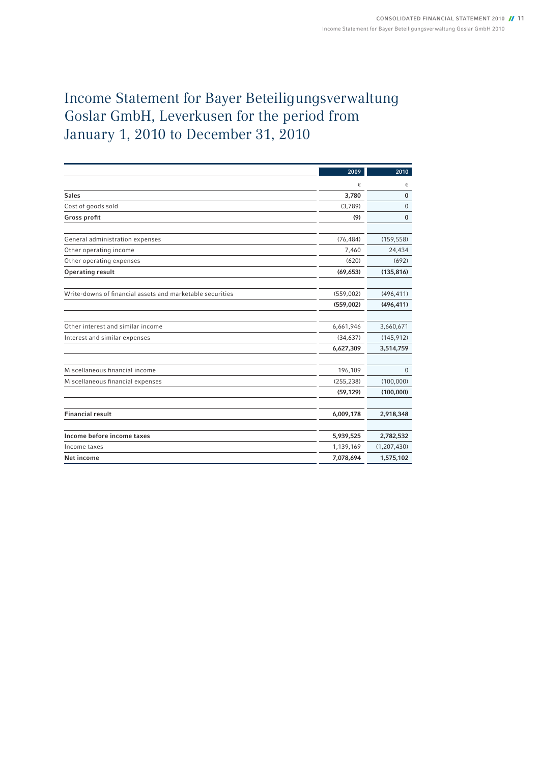# Income Statement for Bayer Beteiligungsverwaltung Goslar GmbH, Leverkusen for the period from January 1, 2010 to December 31, 2010

| | 2009 | 2010 |
|---|---|---|
| | € | € |
| **Sales** | **3,780** | **0** |
| Cost of goods sold | (3,789) | 0 |
| **Gross profit** | **(9)** | **0** |
| | | |
| General administration expenses | (76,484) | (159,558) |
| Other operating income | 7,460 | 24,434 |
| Other operating expenses | (620) | (692) |
| **Operating result** | **(69,653)** | **(135,816)** |
| | | |
| Write-downs of financial assets and marketable securities | (559,002) | (496,411) |
| | **(559,002)** | **(496,411)** |
| | | |
| Other interest and similar income | 6,661,946 | 3,660,671 |
| Interest and similar expenses | (34,637) | (145,912) |
| | **6,627,309** | **3,514,759** |
| | | |
| Miscellaneous financial income | 196,109 | 0 |
| Miscellaneous financial expenses | (255,238) | (100,000) |
| | **(59,129)** | **(100,000)** |
| | | |
| **Financial result** | **6,009,178** | **2,918,348** |
| | | |
| **Income before income taxes** | **5,939,525** | **2,782,532** |
| Income taxes | 1,139,169 | (1,207,430) |
| **Net income** | **7,078,694** | **1,575,102** |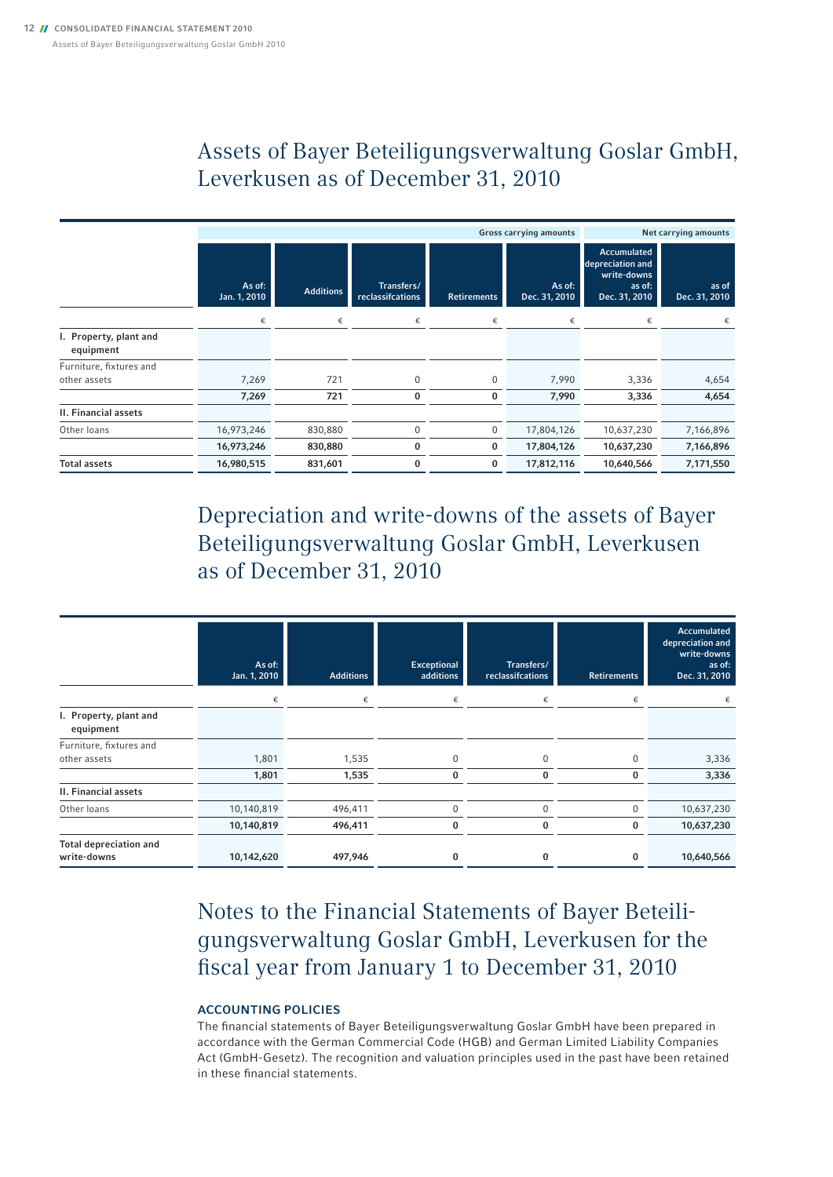# Assets of Bayer Beteiligungsverwaltung Goslar GmbH, Leverkusen as of December 31, 2010

| | Gross carrying amounts | | | | | | Net carrying amounts |
|---|---|---|---|---|---|---|---|
| | As of: Jan. 1, 2010 | Additions | Transfers/ reclassifcations | Retirements | As of: Dec. 31, 2010 | Accumulated depreciation and write-downs as of: Dec. 31, 2010 | as of Dec. 31, 2010 |
| | € | € | € | € | € | € | € |
| **I. Property, plant and equipment** | | | | | | | |
| Furniture, fixtures and other assets | 7,269 | 721 | 0 | 0 | 7,990 | 3,336 | 4,654 |
| | **7,269** | **721** | **0** | **0** | **7,990** | **3,336** | **4,654** |
| **II. Financial assets** | | | | | | | |
| Other loans | 16,973,246 | 830,880 | 0 | 0 | 17,804,126 | 10,637,230 | 7,166,896 |
| | **16,973,246** | **830,880** | **0** | **0** | **17,804,126** | **10,637,230** | **7,166,896** |
| **Total assets** | **16,980,515** | **831,601** | **0** | **0** | **17,812,116** | **10,640,566** | **7,171,550** |

# Depreciation and write-downs of the assets of Bayer Beteiligungsverwaltung Goslar GmbH, Leverkusen as of December 31, 2010

| | As of: Jan. 1, 2010 | Additions | Exceptional additions | Transfers/ reclassifcations | Retirements | Accumulated depreciation and write-downs as of: Dec. 31, 2010 |
|---|---|---|---|---|---|---|
| | € | € | € | € | € | € |
| **I. Property, plant and equipment** | | | | | | |
| Furniture, fixtures and other assets | 1,801 | 1,535 | 0 | 0 | 0 | 3,336 |
| | **1,801** | **1,535** | **0** | **0** | **0** | **3,336** |
| **II. Financial assets** | | | | | | |
| Other loans | 10,140,819 | 496,411 | 0 | 0 | 0 | 10,637,230 |
| | **10,140,819** | **496,411** | **0** | **0** | **0** | **10,637,230** |
| **Total depreciation and write-downs** | **10,142,620** | **497,946** | **0** | **0** | **0** | **10,640,566** |

# Notes to the Financial Statements of Bayer Beteiligungsverwaltung Goslar GmbH, Leverkusen for the fiscal year from January 1 to December 31, 2010

### ACCOUNTING POLICIES

The financial statements of Bayer Beteiligungsverwaltung Goslar GmbH have been prepared in accordance with the German Commercial Code (HGB) and German Limited Liability Companies Act (GmbH-Gesetz). The recognition and valuation principles used in the past have been retained in these financial statements.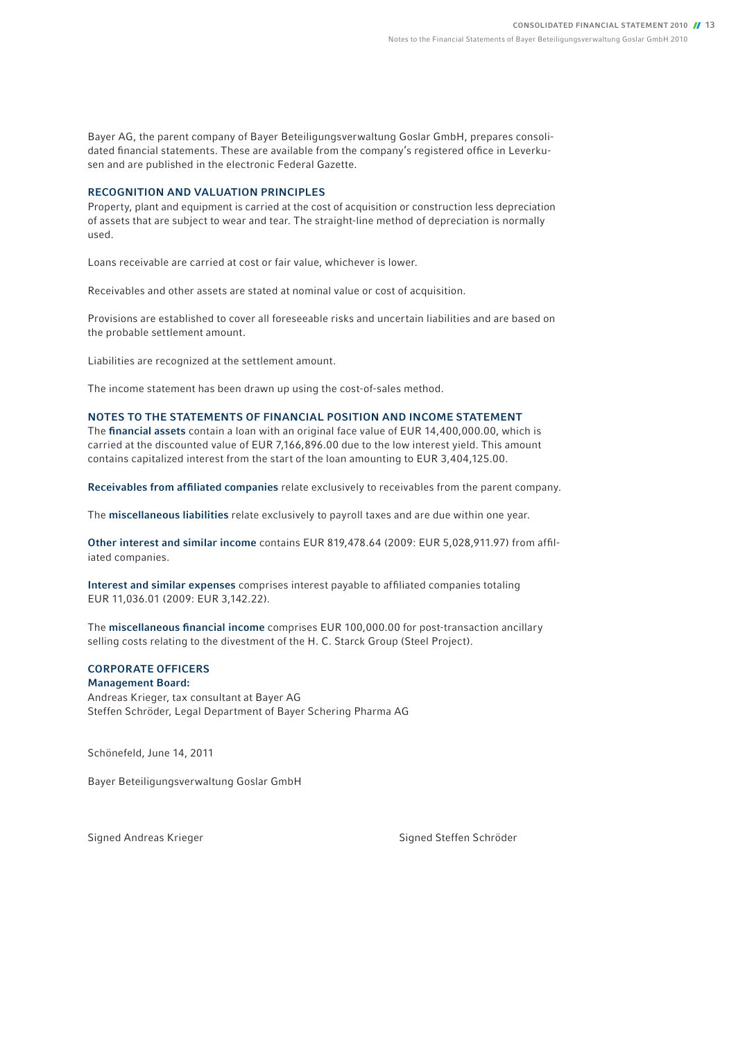Bayer AG, the parent company of Bayer Beteiligungsverwaltung Goslar GmbH, prepares consolidated financial statements. These are available from the company's registered office in Leverkusen and are published in the electronic Federal Gazette.

## RECOGNITION AND VALUATION PRINCIPLES

Property, plant and equipment is carried at the cost of acquisition or construction less depreciation of assets that are subject to wear and tear. The straight-line method of depreciation is normally used.

Loans receivable are carried at cost or fair value, whichever is lower.

Receivables and other assets are stated at nominal value or cost of acquisition.

Provisions are established to cover all foreseeable risks and uncertain liabilities and are based on the probable settlement amount.

Liabilities are recognized at the settlement amount.

The income statement has been drawn up using the cost-of-sales method.

## NOTES TO THE STATEMENTS OF FINANCIAL POSITION AND INCOME STATEMENT

The **financial assets** contain a loan with an original face value of EUR 14,400,000.00, which is carried at the discounted value of EUR 7,166,896.00 due to the low interest yield. This amount contains capitalized interest from the start of the loan amounting to EUR 3,404,125.00.

**Receivables from affiliated companies** relate exclusively to receivables from the parent company.

The **miscellaneous liabilities** relate exclusively to payroll taxes and are due within one year.

**Other interest and similar income** contains EUR 819,478.64 (2009: EUR 5,028,911.97) from affiliated companies.

**Interest and similar expenses** comprises interest payable to affiliated companies totaling EUR 11,036.01 (2009: EUR 3,142.22).

The **miscellaneous financial income** comprises EUR 100,000.00 for post-transaction ancillary selling costs relating to the divestment of the H. C. Starck Group (Steel Project).

## CORPORATE OFFICERS

**Management Board:**

Andreas Krieger, tax consultant at Bayer AG
Steffen Schröder, Legal Department of Bayer Schering Pharma AG

Schönefeld, June 14, 2011

Bayer Beteiligungsverwaltung Goslar GmbH

Signed Andreas Krieger

Signed Steffen Schröder